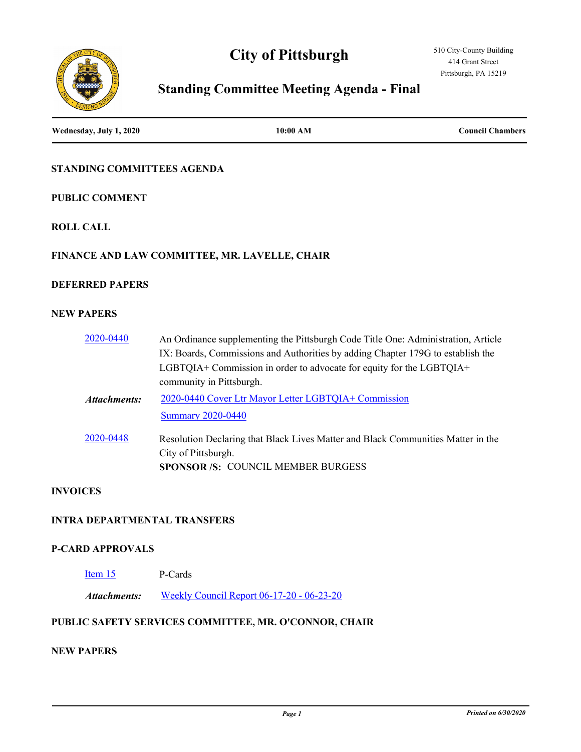# City of Pittsburgh

510 City-County Building
414 Grant Street
Pittsburgh, PA 15219

## Standing Committee Meeting Agenda - Final

**Wednesday, July 1, 2020** | **10:00 AM** | **Council Chambers**

### STANDING COMMITTEES AGENDA

### PUBLIC COMMENT

### ROLL CALL

### FINANCE AND LAW COMMITTEE, MR. LAVELLE, CHAIR

### DEFERRED PAPERS

### NEW PAPERS

2020-0440 — An Ordinance supplementing the Pittsburgh Code Title One: Administration, Article IX: Boards, Commissions and Authorities by adding Chapter 179G to establish the LGBTQIA+ Commission in order to advocate for equity for the LGBTQIA+ community in Pittsburgh.

*Attachments:* 2020-0440 Cover Ltr Mayor Letter LGBTQIA+ Commission
Summary 2020-0440

2020-0448 — Resolution Declaring that Black Lives Matter and Black Communities Matter in the City of Pittsburgh.

**SPONSOR /S:** COUNCIL MEMBER BURGESS

### INVOICES

### INTRA DEPARTMENTAL TRANSFERS

### P-CARD APPROVALS

Item 15 — P-Cards

*Attachments:* Weekly Council Report 06-17-20 - 06-23-20

### PUBLIC SAFETY SERVICES COMMITTEE, MR. O'CONNOR, CHAIR

### NEW PAPERS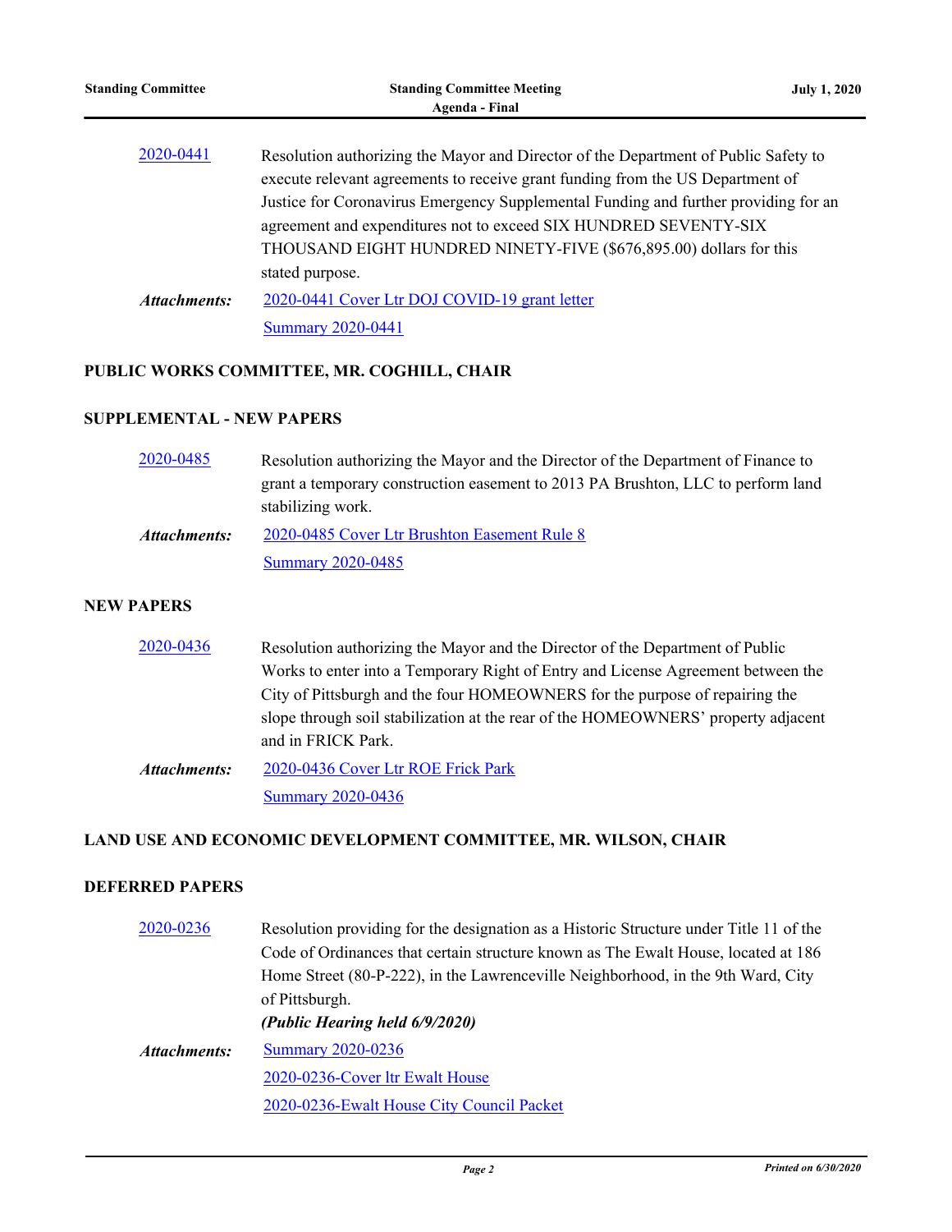2020-0441 Resolution authorizing the Mayor and Director of the Department of Public Safety to execute relevant agreements to receive grant funding from the US Department of Justice for Coronavirus Emergency Supplemental Funding and further providing for an agreement and expenditures not to exceed SIX HUNDRED SEVENTY-SIX THOUSAND EIGHT HUNDRED NINETY-FIVE ($676,895.00) dollars for this stated purpose.

***Attachments:*** 2020-0441 Cover Ltr DOJ COVID-19 grant letter
Summary 2020-0441

## PUBLIC WORKS COMMITTEE, MR. COGHILL, CHAIR

### SUPPLEMENTAL - NEW PAPERS

2020-0485 Resolution authorizing the Mayor and the Director of the Department of Finance to grant a temporary construction easement to 2013 PA Brushton, LLC to perform land stabilizing work.

***Attachments:*** 2020-0485 Cover Ltr Brushton Easement Rule 8
Summary 2020-0485

### NEW PAPERS

2020-0436 Resolution authorizing the Mayor and the Director of the Department of Public Works to enter into a Temporary Right of Entry and License Agreement between the City of Pittsburgh and the four HOMEOWNERS for the purpose of repairing the slope through soil stabilization at the rear of the HOMEOWNERS' property adjacent and in FRICK Park.

***Attachments:*** 2020-0436 Cover Ltr ROE Frick Park
Summary 2020-0436

## LAND USE AND ECONOMIC DEVELOPMENT COMMITTEE, MR. WILSON, CHAIR

### DEFERRED PAPERS

2020-0236 Resolution providing for the designation as a Historic Structure under Title 11 of the Code of Ordinances that certain structure known as The Ewalt House, located at 186 Home Street (80-P-222), in the Lawrenceville Neighborhood, in the 9th Ward, City of Pittsburgh.
***(Public Hearing held 6/9/2020)***

***Attachments:*** Summary 2020-0236
2020-0236-Cover ltr Ewalt House
2020-0236-Ewalt House City Council Packet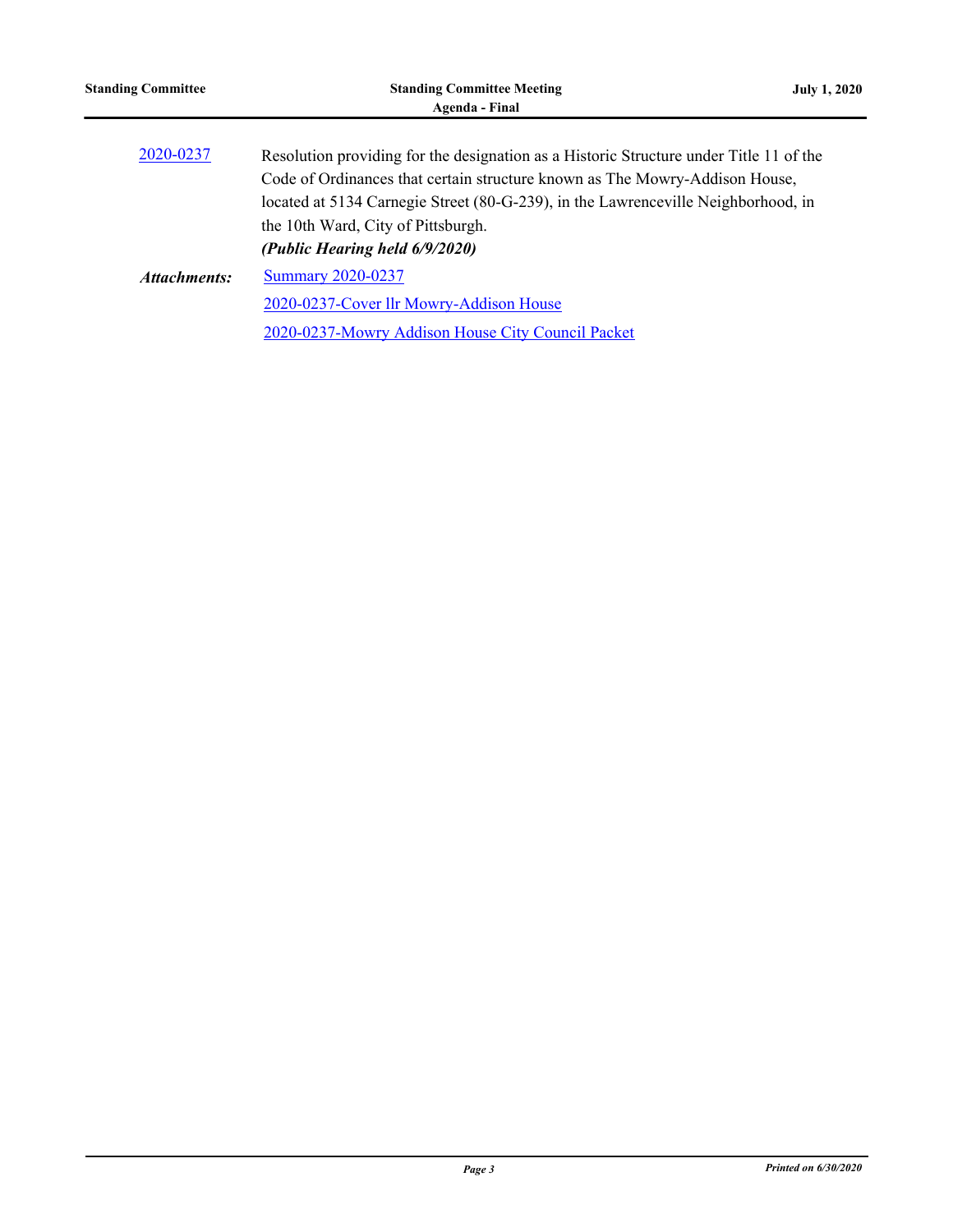2020-0237 Resolution providing for the designation as a Historic Structure under Title 11 of the Code of Ordinances that certain structure known as The Mowry-Addison House, located at 5134 Carnegie Street (80-G-239), in the Lawrenceville Neighborhood, in the 10th Ward, City of Pittsburgh.

***(Public Hearing held 6/9/2020)***

***Attachments:***

Summary 2020-0237

2020-0237-Cover llr Mowry-Addison House

2020-0237-Mowry Addison House City Council Packet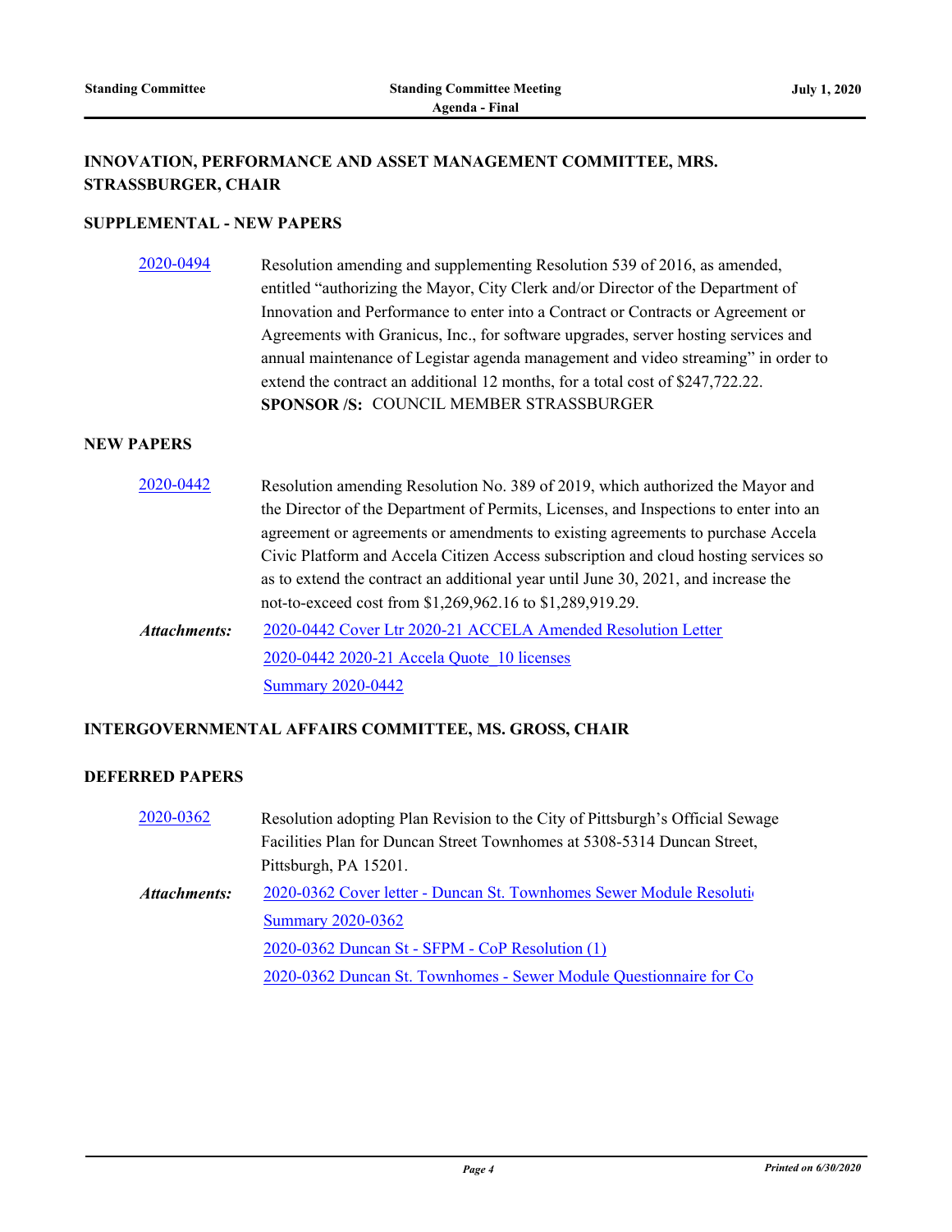## INNOVATION, PERFORMANCE AND ASSET MANAGEMENT COMMITTEE, MRS. STRASSBURGER, CHAIR

### SUPPLEMENTAL - NEW PAPERS

2020-0494 — Resolution amending and supplementing Resolution 539 of 2016, as amended, entitled "authorizing the Mayor, City Clerk and/or Director of the Department of Innovation and Performance to enter into a Contract or Contracts or Agreement or Agreements with Granicus, Inc., for software upgrades, server hosting services and annual maintenance of Legistar agenda management and video streaming" in order to extend the contract an additional 12 months, for a total cost of $247,722.22.

**SPONSOR /S:** COUNCIL MEMBER STRASSBURGER

### NEW PAPERS

2020-0442 — Resolution amending Resolution No. 389 of 2019, which authorized the Mayor and the Director of the Department of Permits, Licenses, and Inspections to enter into an agreement or agreements or amendments to existing agreements to purchase Accela Civic Platform and Accela Citizen Access subscription and cloud hosting services so as to extend the contract an additional year until June 30, 2021, and increase the not-to-exceed cost from $1,269,962.16 to $1,289,919.29.

***Attachments:***
- 2020-0442 Cover Ltr 2020-21 ACCELA Amended Resolution Letter
- 2020-0442 2020-21 Accela Quote_10 licenses
- Summary 2020-0442

## INTERGOVERNMENTAL AFFAIRS COMMITTEE, MS. GROSS, CHAIR

### DEFERRED PAPERS

2020-0362 — Resolution adopting Plan Revision to the City of Pittsburgh's Official Sewage Facilities Plan for Duncan Street Townhomes at 5308-5314 Duncan Street, Pittsburgh, PA 15201.

***Attachments:***
- 2020-0362 Cover letter - Duncan St. Townhomes Sewer Module Resoluti
- Summary 2020-0362
- 2020-0362 Duncan St - SFPM - CoP Resolution (1)
- 2020-0362 Duncan St. Townhomes - Sewer Module Questionnaire for Co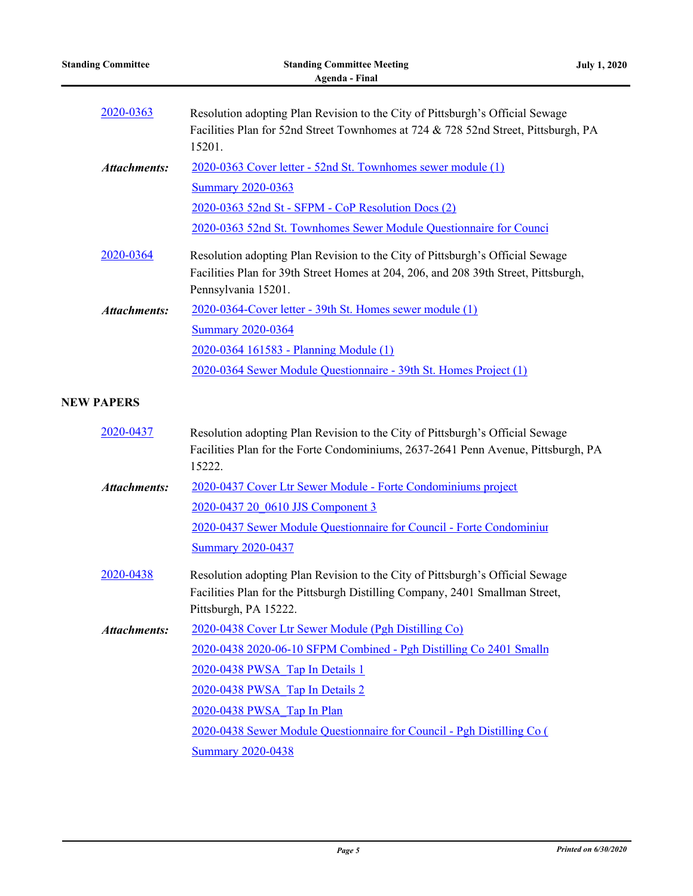2020-0363 Resolution adopting Plan Revision to the City of Pittsburgh's Official Sewage Facilities Plan for 52nd Street Townhomes at 724 & 728 52nd Street, Pittsburgh, PA 15201.

*Attachments:*
- 2020-0363 Cover letter - 52nd St. Townhomes sewer module (1)
- Summary 2020-0363
- 2020-0363 52nd St - SFPM - CoP Resolution Docs (2)
- 2020-0363 52nd St. Townhomes Sewer Module Questionnaire for Counci

2020-0364 Resolution adopting Plan Revision to the City of Pittsburgh's Official Sewage Facilities Plan for 39th Street Homes at 204, 206, and 208 39th Street, Pittsburgh, Pennsylvania 15201.

*Attachments:*
- 2020-0364-Cover letter - 39th St. Homes sewer module (1)
- Summary 2020-0364
- 2020-0364 161583 - Planning Module (1)
- 2020-0364 Sewer Module Questionnaire - 39th St. Homes Project (1)

## NEW PAPERS

2020-0437 Resolution adopting Plan Revision to the City of Pittsburgh's Official Sewage Facilities Plan for the Forte Condominiums, 2637-2641 Penn Avenue, Pittsburgh, PA 15222.

*Attachments:*
- 2020-0437 Cover Ltr Sewer Module - Forte Condominiums project
- 2020-0437 20_0610 JJS Component 3
- 2020-0437 Sewer Module Questionnaire for Council - Forte Condominiur
- Summary 2020-0437

2020-0438 Resolution adopting Plan Revision to the City of Pittsburgh's Official Sewage Facilities Plan for the Pittsburgh Distilling Company, 2401 Smallman Street, Pittsburgh, PA 15222.

*Attachments:*
- 2020-0438 Cover Ltr Sewer Module (Pgh Distilling Co)
- 2020-0438 2020-06-10 SFPM Combined - Pgh Distilling Co 2401 Smalln
- 2020-0438 PWSA_Tap In Details 1
- 2020-0438 PWSA_Tap In Details 2
- 2020-0438 PWSA_Tap In Plan
- 2020-0438 Sewer Module Questionnaire for Council - Pgh Distilling Co (
- Summary 2020-0438